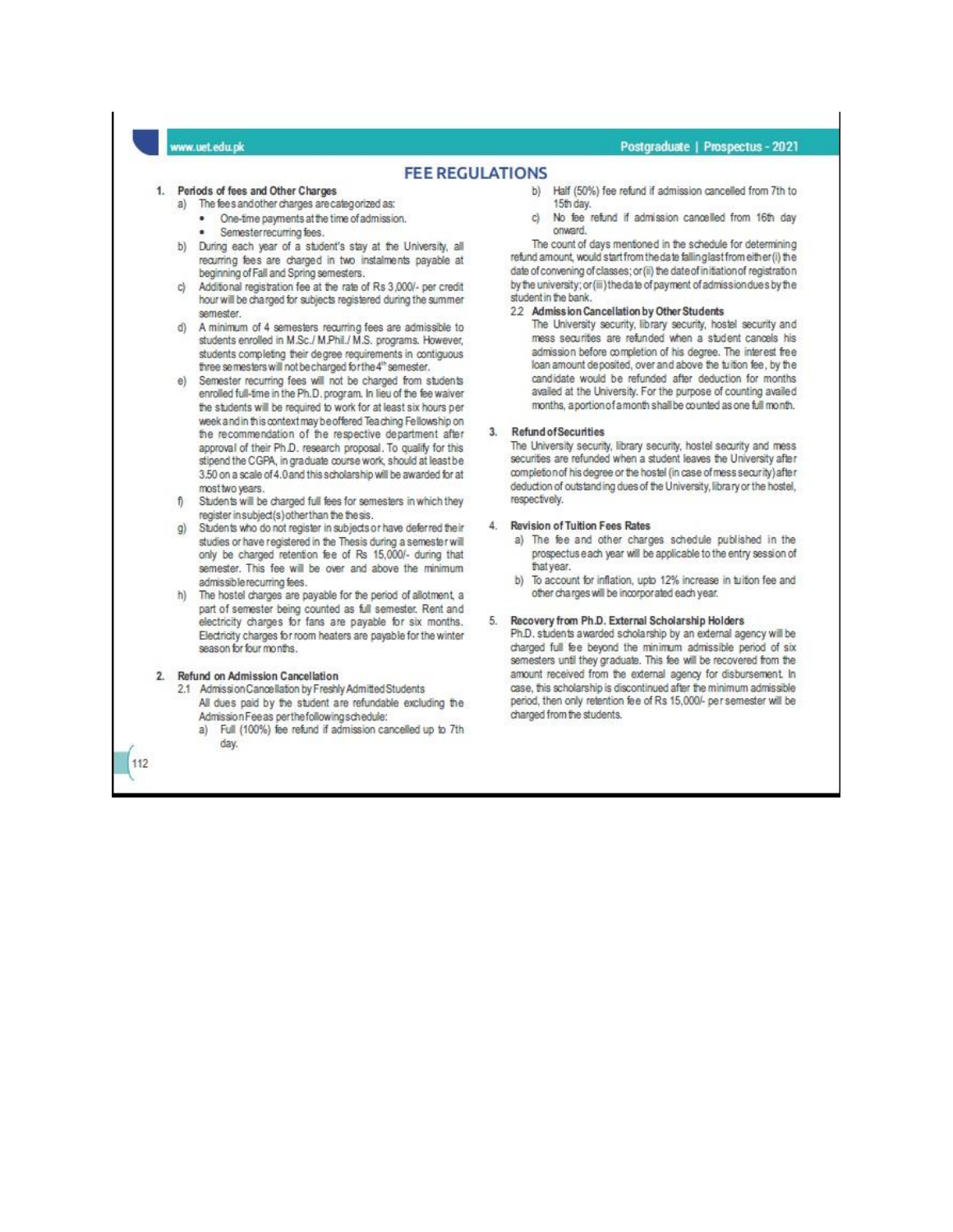# FEE REGULATIONS

## 1. Periods of fees and Other Charges

a) The fees and other charges are categorized as:
   - One-time payments at the time of admission.
   - Semester recurring fees.

b) During each year of a student's stay at the University, all recurring fees are charged in two instalments payable at beginning of Fall and Spring semesters.

c) Additional registration fee at the rate of Rs 3,000/- per credit hour will be charged for subjects registered during the summer semester.

d) A minimum of 4 semesters recurring fees are admissible to students enrolled in M.Sc./ M.Phil./ M.S. programs. However, students completing their degree requirements in contiguous three semesters will not be charged for the 4th semester.

e) Semester recurring fees will not be charged from students enrolled full-time in the Ph.D. program. In lieu of the fee waiver the students will be required to work for at least six hours per week and in this context may be offered Teaching Fellowship on the recommendation of the respective department after approval of their Ph.D. research proposal. To qualify for this stipend the CGPA, in graduate course work, should at least be 3.50 on a scale of 4.0 and this scholarship will be awarded for at most two years.

f) Students will be charged full fees for semesters in which they register in subject(s) other than the thesis.

g) Students who do not register in subjects or have deferred their studies or have registered in the Thesis during a semester will only be charged retention fee of Rs 15,000/- during that semester. This fee will be over and above the minimum admissible recurring fees.

h) The hostel charges are payable for the period of allotment, a part of semester being counted as full semester. Rent and electricity charges for fans are payable for six months. Electricity charges for room heaters are payable for the winter season for four months.

## 2. Refund on Admission Cancellation

### 2.1 Admission Cancellation by Freshly Admitted Students

All dues paid by the student are refundable excluding the Admission Fee as per the following schedule:

a) Full (100%) fee refund if admission cancelled up to 7th day.

b) Half (50%) fee refund if admission cancelled from 7th to 15th day.

c) No fee refund if admission cancelled from 16th day onward.

The count of days mentioned in the schedule for determining refund amount, would start from the date falling last from either (i) the date of convening of classes; or (ii) the date of initiation of registration by the university; or (iii) the date of payment of admission dues by the student in the bank.

### 2.2 Admission Cancellation by Other Students

The University security, library security, hostel security and mess securities are refunded when a student cancels his admission before completion of his degree. The interest free loan amount deposited, over and above the tuition fee, by the candidate would be refunded after deduction for months availed at the University. For the purpose of counting availed months, a portion of a month shall be counted as one full month.

## 3. Refund of Securities

The University security, library security, hostel security and mess securities are refunded when a student leaves the University after completion of his degree or the hostel (in case of mess security) after deduction of outstanding dues of the University, library or the hostel, respectively.

## 4. Revision of Tuition Fees Rates

a) The fee and other charges schedule published in the prospectus each year will be applicable to the entry session of that year.

b) To account for inflation, upto 12% increase in tuition fee and other charges will be incorporated each year.

## 5. Recovery from Ph.D. External Scholarship Holders

Ph.D. students awarded scholarship by an external agency will be charged full fee beyond the minimum admissible period of six semesters until they graduate. This fee will be recovered from the amount received from the external agency for disbursement. In case, this scholarship is discontinued after the minimum admissible period, then only retention fee of Rs 15,000/- per semester will be charged from the students.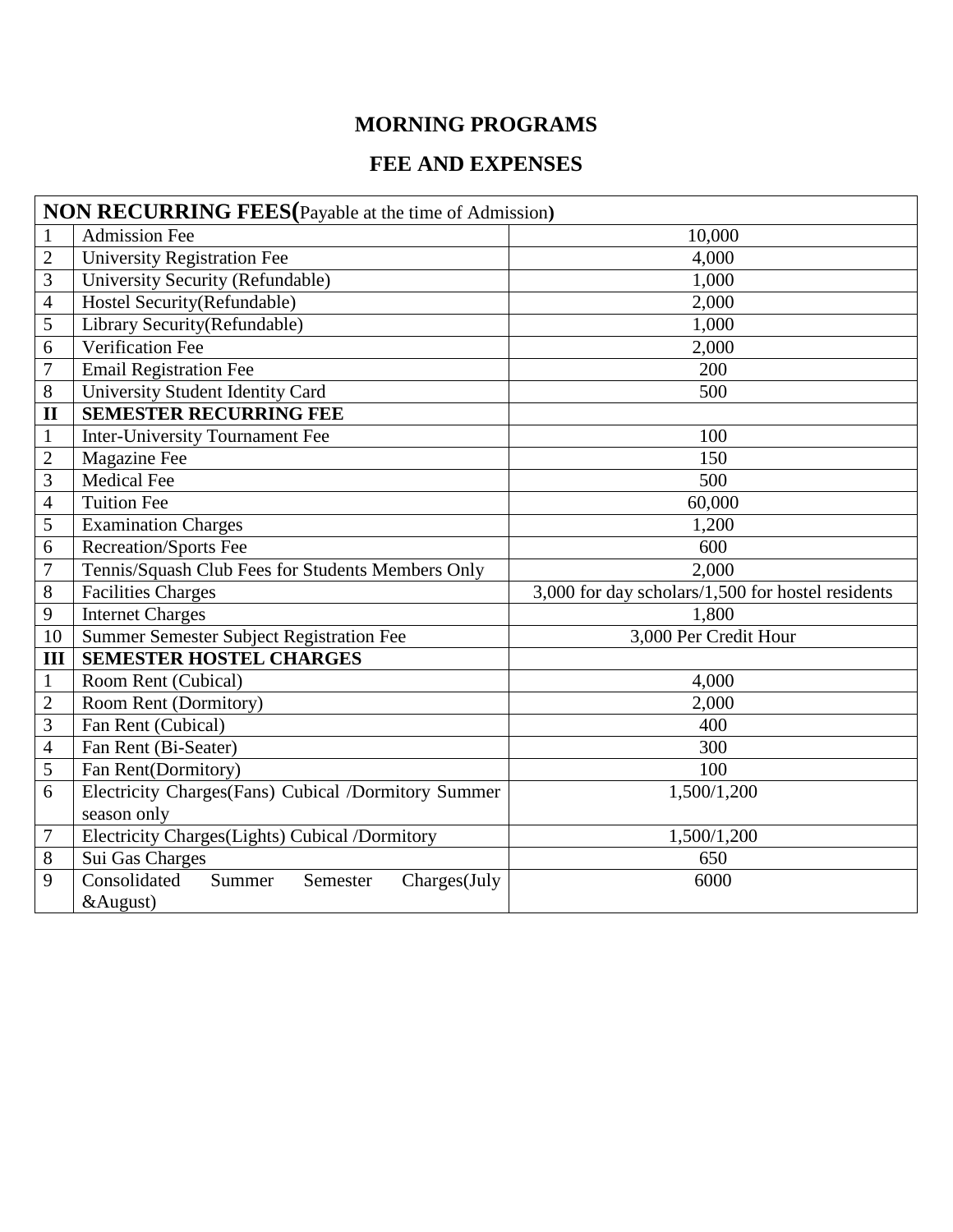# MORNING PROGRAMS

## FEE AND EXPENSES

| **NON RECURRING FEES(**Payable at the time of Admission**)** | | |
|---|---|---|
| 1 | Admission Fee | 10,000 |
| 2 | University Registration Fee | 4,000 |
| 3 | University Security (Refundable) | 1,000 |
| 4 | Hostel Security(Refundable) | 2,000 |
| 5 | Library Security(Refundable) | 1,000 |
| 6 | Verification Fee | 2,000 |
| 7 | Email Registration Fee | 200 |
| 8 | University Student Identity Card | 500 |
| **II** | **SEMESTER RECURRING FEE** | |
| 1 | Inter-University Tournament Fee | 100 |
| 2 | Magazine Fee | 150 |
| 3 | Medical Fee | 500 |
| 4 | Tuition Fee | 60,000 |
| 5 | Examination Charges | 1,200 |
| 6 | Recreation/Sports Fee | 600 |
| 7 | Tennis/Squash Club Fees for Students Members Only | 2,000 |
| 8 | Facilities Charges | 3,000 for day scholars/1,500 for hostel residents |
| 9 | Internet Charges | 1,800 |
| 10 | Summer Semester Subject Registration Fee | 3,000 Per Credit Hour |
| **III** | **SEMESTER HOSTEL CHARGES** | |
| 1 | Room Rent (Cubical) | 4,000 |
| 2 | Room Rent (Dormitory) | 2,000 |
| 3 | Fan Rent (Cubical) | 400 |
| 4 | Fan Rent (Bi-Seater) | 300 |
| 5 | Fan Rent(Dormitory) | 100 |
| 6 | Electricity Charges(Fans) Cubical /Dormitory Summer season only | 1,500/1,200 |
| 7 | Electricity Charges(Lights) Cubical /Dormitory | 1,500/1,200 |
| 8 | Sui Gas Charges | 650 |
| 9 | Consolidated Summer Semester Charges(July &August) | 6000 |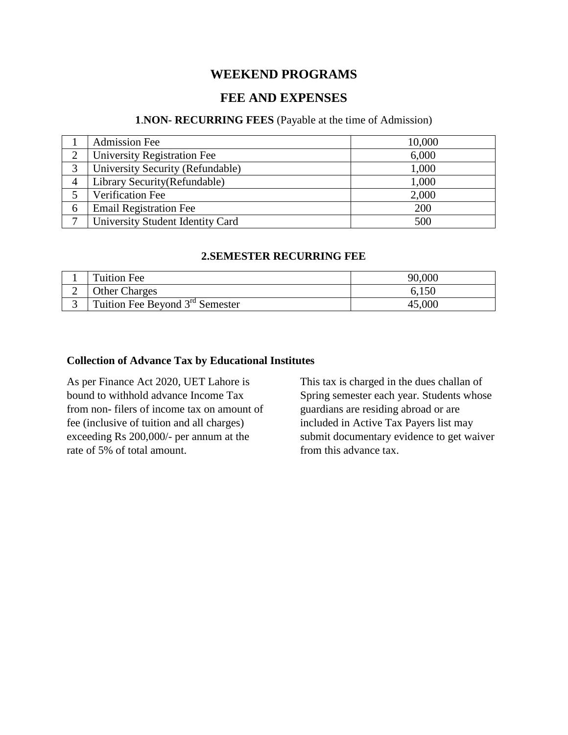# WEEKEND PROGRAMS

## FEE AND EXPENSES

**1.NON- RECURRING FEES** (Payable at the time of Admission)

| | | |
|---|---|---|
| 1 | Admission Fee | 10,000 |
| 2 | University Registration Fee | 6,000 |
| 3 | University Security (Refundable) | 1,000 |
| 4 | Library Security(Refundable) | 1,000 |
| 5 | Verification Fee | 2,000 |
| 6 | Email Registration Fee | 200 |
| 7 | University Student Identity Card | 500 |

**2.SEMESTER RECURRING FEE**

| | | |
|---|---|---|
| 1 | Tuition Fee | 90,000 |
| 2 | Other Charges | 6,150 |
| 3 | Tuition Fee Beyond 3rd Semester | 45,000 |

**Collection of Advance Tax by Educational Institutes**

As per Finance Act 2020, UET Lahore is bound to withhold advance Income Tax from non- filers of income tax on amount of fee (inclusive of tuition and all charges) exceeding Rs 200,000/- per annum at the rate of 5% of total amount.

This tax is charged in the dues challan of Spring semester each year. Students whose guardians are residing abroad or are included in Active Tax Payers list may submit documentary evidence to get waiver from this advance tax.